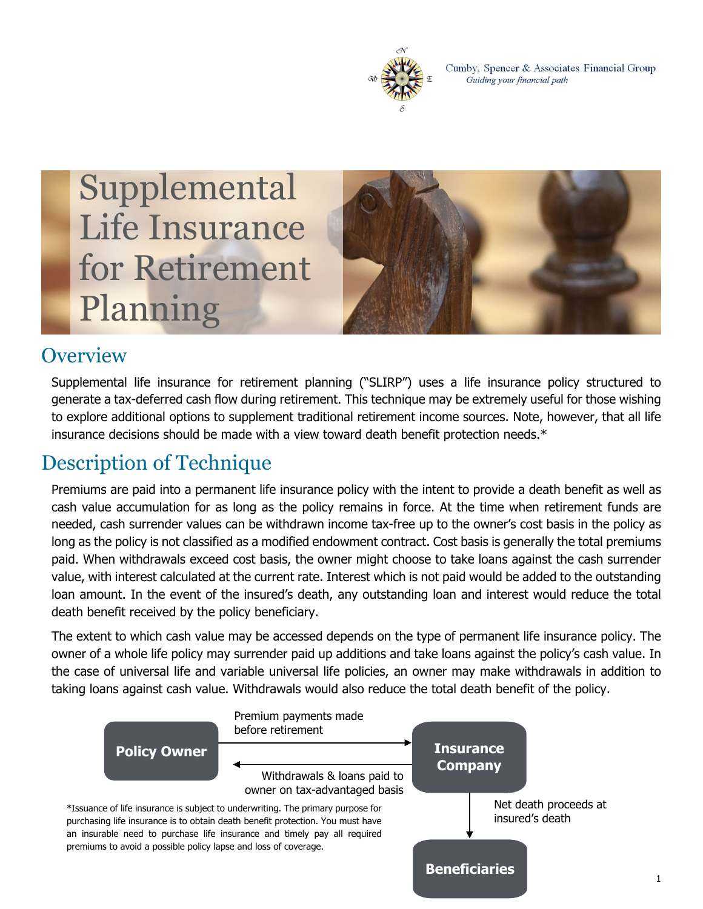Cumby, Spencer & Associates Financial Group
*Guiding your financial path*

# Supplemental Life Insurance for Retirement Planning

## Overview

Supplemental life insurance for retirement planning ("SLIRP") uses a life insurance policy structured to generate a tax-deferred cash flow during retirement. This technique may be extremely useful for those wishing to explore additional options to supplement traditional retirement income sources. Note, however, that all life insurance decisions should be made with a view toward death benefit protection needs.*

## Description of Technique

Premiums are paid into a permanent life insurance policy with the intent to provide a death benefit as well as cash value accumulation for as long as the policy remains in force. At the time when retirement funds are needed, cash surrender values can be withdrawn income tax-free up to the owner's cost basis in the policy as long as the policy is not classified as a modified endowment contract. Cost basis is generally the total premiums paid. When withdrawals exceed cost basis, the owner might choose to take loans against the cash surrender value, with interest calculated at the current rate. Interest which is not paid would be added to the outstanding loan amount. In the event of the insured's death, any outstanding loan and interest would reduce the total death benefit received by the policy beneficiary.

The extent to which cash value may be accessed depends on the type of permanent life insurance policy. The owner of a whole life policy may surrender paid up additions and take loans against the policy's cash value. In the case of universal life and variable universal life policies, an owner may make withdrawals in addition to taking loans against cash value. Withdrawals would also reduce the total death benefit of the policy.

**Policy Owner** → Premium payments made before retirement → **Insurance Company**

**Insurance Company** → Withdrawals & loans paid to owner on tax-advantaged basis → **Policy Owner**

**Insurance Company** → Net death proceeds at insured's death → **Beneficiaries**

*Issuance of life insurance is subject to underwriting. The primary purpose for purchasing life insurance is to obtain death benefit protection. You must have an insurable need to purchase life insurance and timely pay all required premiums to avoid a possible policy lapse and loss of coverage.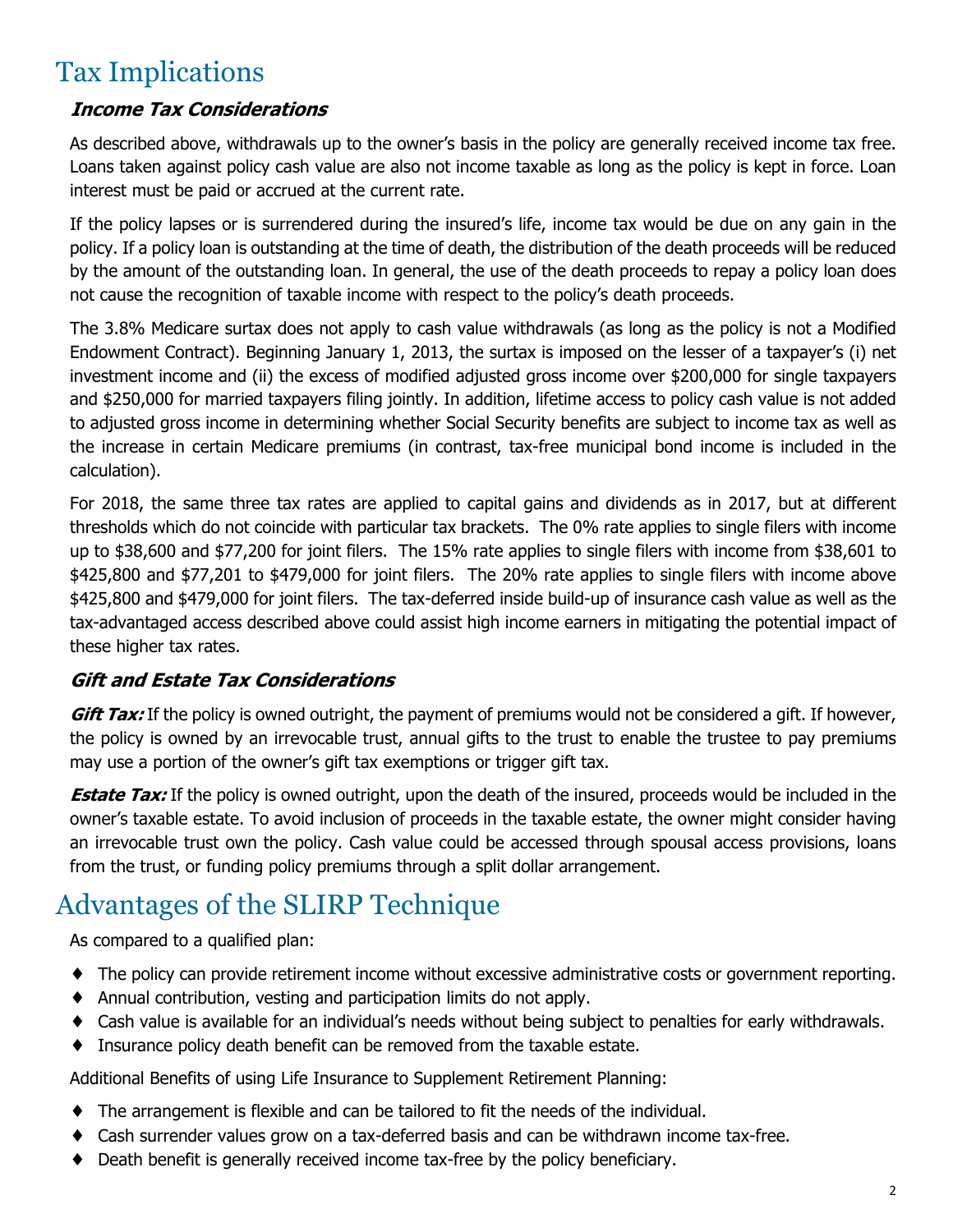# Tax Implications

### ***Income Tax Considerations***

As described above, withdrawals up to the owner's basis in the policy are generally received income tax free. Loans taken against policy cash value are also not income taxable as long as the policy is kept in force. Loan interest must be paid or accrued at the current rate.

If the policy lapses or is surrendered during the insured's life, income tax would be due on any gain in the policy. If a policy loan is outstanding at the time of death, the distribution of the death proceeds will be reduced by the amount of the outstanding loan. In general, the use of the death proceeds to repay a policy loan does not cause the recognition of taxable income with respect to the policy's death proceeds.

The 3.8% Medicare surtax does not apply to cash value withdrawals (as long as the policy is not a Modified Endowment Contract). Beginning January 1, 2013, the surtax is imposed on the lesser of a taxpayer's (i) net investment income and (ii) the excess of modified adjusted gross income over $200,000 for single taxpayers and $250,000 for married taxpayers filing jointly. In addition, lifetime access to policy cash value is not added to adjusted gross income in determining whether Social Security benefits are subject to income tax as well as the increase in certain Medicare premiums (in contrast, tax-free municipal bond income is included in the calculation).

For 2018, the same three tax rates are applied to capital gains and dividends as in 2017, but at different thresholds which do not coincide with particular tax brackets. The 0% rate applies to single filers with income up to $38,600 and $77,200 for joint filers. The 15% rate applies to single filers with income from $38,601 to $425,800 and $77,201 to $479,000 for joint filers. The 20% rate applies to single filers with income above $425,800 and $479,000 for joint filers. The tax-deferred inside build-up of insurance cash value as well as the tax-advantaged access described above could assist high income earners in mitigating the potential impact of these higher tax rates.

### ***Gift and Estate Tax Considerations***

***Gift Tax:*** If the policy is owned outright, the payment of premiums would not be considered a gift. If however, the policy is owned by an irrevocable trust, annual gifts to the trust to enable the trustee to pay premiums may use a portion of the owner's gift tax exemptions or trigger gift tax.

***Estate Tax:*** If the policy is owned outright, upon the death of the insured, proceeds would be included in the owner's taxable estate. To avoid inclusion of proceeds in the taxable estate, the owner might consider having an irrevocable trust own the policy. Cash value could be accessed through spousal access provisions, loans from the trust, or funding policy premiums through a split dollar arrangement.

# Advantages of the SLIRP Technique

As compared to a qualified plan:

- The policy can provide retirement income without excessive administrative costs or government reporting.
- Annual contribution, vesting and participation limits do not apply.
- Cash value is available for an individual's needs without being subject to penalties for early withdrawals.
- Insurance policy death benefit can be removed from the taxable estate.

Additional Benefits of using Life Insurance to Supplement Retirement Planning:

- The arrangement is flexible and can be tailored to fit the needs of the individual.
- Cash surrender values grow on a tax-deferred basis and can be withdrawn income tax-free.
- Death benefit is generally received income tax-free by the policy beneficiary.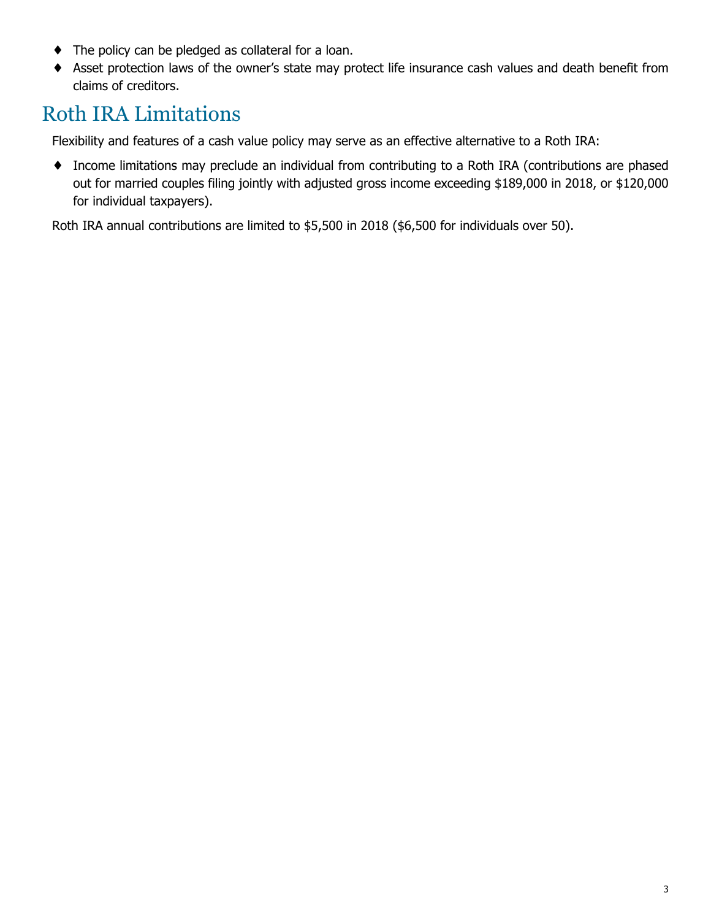- The policy can be pledged as collateral for a loan.
- Asset protection laws of the owner's state may protect life insurance cash values and death benefit from claims of creditors.

## Roth IRA Limitations

Flexibility and features of a cash value policy may serve as an effective alternative to a Roth IRA:

- Income limitations may preclude an individual from contributing to a Roth IRA (contributions are phased out for married couples filing jointly with adjusted gross income exceeding $189,000 in 2018, or $120,000 for individual taxpayers).

Roth IRA annual contributions are limited to $5,500 in 2018 ($6,500 for individuals over 50).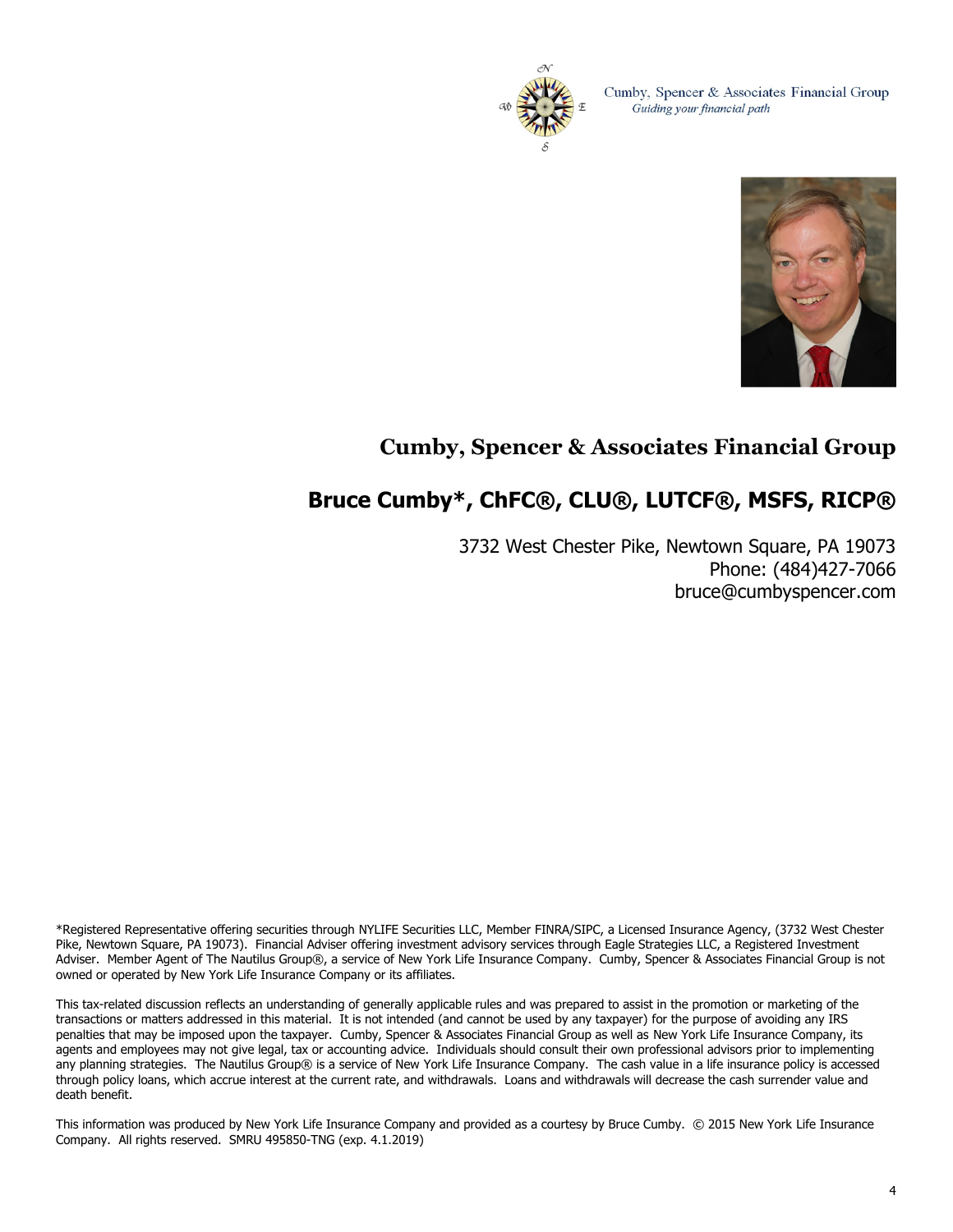Cumby, Spencer & Associates Financial Group
*Guiding your financial path*

## Cumby, Spencer & Associates Financial Group

## Bruce Cumby*, ChFC®, CLU®, LUTCF®, MSFS, RICP®

3732 West Chester Pike, Newtown Square, PA 19073
Phone: (484)427-7066
bruce@cumbyspencer.com

*Registered Representative offering securities through NYLIFE Securities LLC, Member FINRA/SIPC, a Licensed Insurance Agency, (3732 West Chester Pike, Newtown Square, PA 19073). Financial Adviser offering investment advisory services through Eagle Strategies LLC, a Registered Investment Adviser. Member Agent of The Nautilus Group®, a service of New York Life Insurance Company. Cumby, Spencer & Associates Financial Group is not owned or operated by New York Life Insurance Company or its affiliates.

This tax-related discussion reflects an understanding of generally applicable rules and was prepared to assist in the promotion or marketing of the transactions or matters addressed in this material. It is not intended (and cannot be used by any taxpayer) for the purpose of avoiding any IRS penalties that may be imposed upon the taxpayer. Cumby, Spencer & Associates Financial Group as well as New York Life Insurance Company, its agents and employees may not give legal, tax or accounting advice. Individuals should consult their own professional advisors prior to implementing any planning strategies. The Nautilus Group® is a service of New York Life Insurance Company. The cash value in a life insurance policy is accessed through policy loans, which accrue interest at the current rate, and withdrawals. Loans and withdrawals will decrease the cash surrender value and death benefit.

This information was produced by New York Life Insurance Company and provided as a courtesy by Bruce Cumby. © 2015 New York Life Insurance Company. All rights reserved. SMRU 495850-TNG (exp. 4.1.2019)